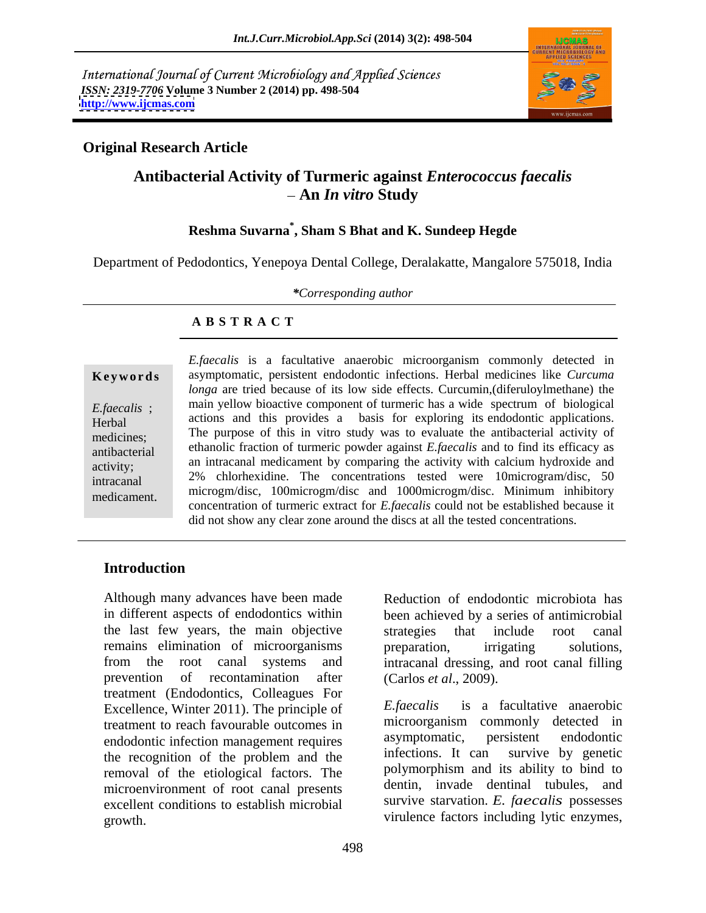International Journal of Current Microbiology and Applied Sciences
*ISSN: 2319-7706* Volume 3 Number 2 (2014) pp. 498-504
http://www.ijcmas.com

**Original Research Article**

# Antibacterial Activity of Turmeric against *Enterococcus faecalis* – An *In vitro* Study

**Reshma Suvarna*, Sham S Bhat and K. Sundeep Hegde**

Department of Pedodontics, Yenepoya Dental College, Deralakatte, Mangalore 575018, India

**Corresponding author*

## A B S T R A C T

**Keywords**

*E.faecalis* ; Herbal medicines; antibacterial activity; intracanal medicament.

*E.faecalis* is a facultative anaerobic microorganism commonly detected in asymptomatic, persistent endodontic infections. Herbal medicines like *Curcuma longa* are tried because of its low side effects. Curcumin,(diferuloylmethane) the main yellow bioactive component of turmeric has a wide spectrum of biological actions and this provides a basis for exploring its endodontic applications. The purpose of this in vitro study was to evaluate the antibacterial activity of ethanolic fraction of turmeric powder against *E.faecalis* and to find its efficacy as an intracanal medicament by comparing the activity with calcium hydroxide and 2% chlorhexidine. The concentrations tested were 10microgram/disc, 50 microgm/disc, 100microgm/disc and 1000microgm/disc. Minimum inhibitory concentration of turmeric extract for *E.faecalis* could not be established because it did not show any clear zone around the discs at all the tested concentrations.

## Introduction

Although many advances have been made in different aspects of endodontics within the last few years, the main objective remains elimination of microorganisms from the root canal systems and prevention of recontamination after treatment (Endodontics, Colleagues For Excellence, Winter 2011). The principle of treatment to reach favourable outcomes in endodontic infection management requires the recognition of the problem and the removal of the etiological factors. The microenvironment of root canal presents excellent conditions to establish microbial growth.

Reduction of endodontic microbiota has been achieved by a series of antimicrobial strategies that include root canal preparation, irrigating solutions, intracanal dressing, and root canal filling (Carlos *et al*., 2009).

*E.faecalis* is a facultative anaerobic microorganism commonly detected in asymptomatic, persistent endodontic infections. It can survive by genetic polymorphism and its ability to bind to dentin, invade dentinal tubules, and survive starvation. *E. faecalis* possesses virulence factors including lytic enzymes,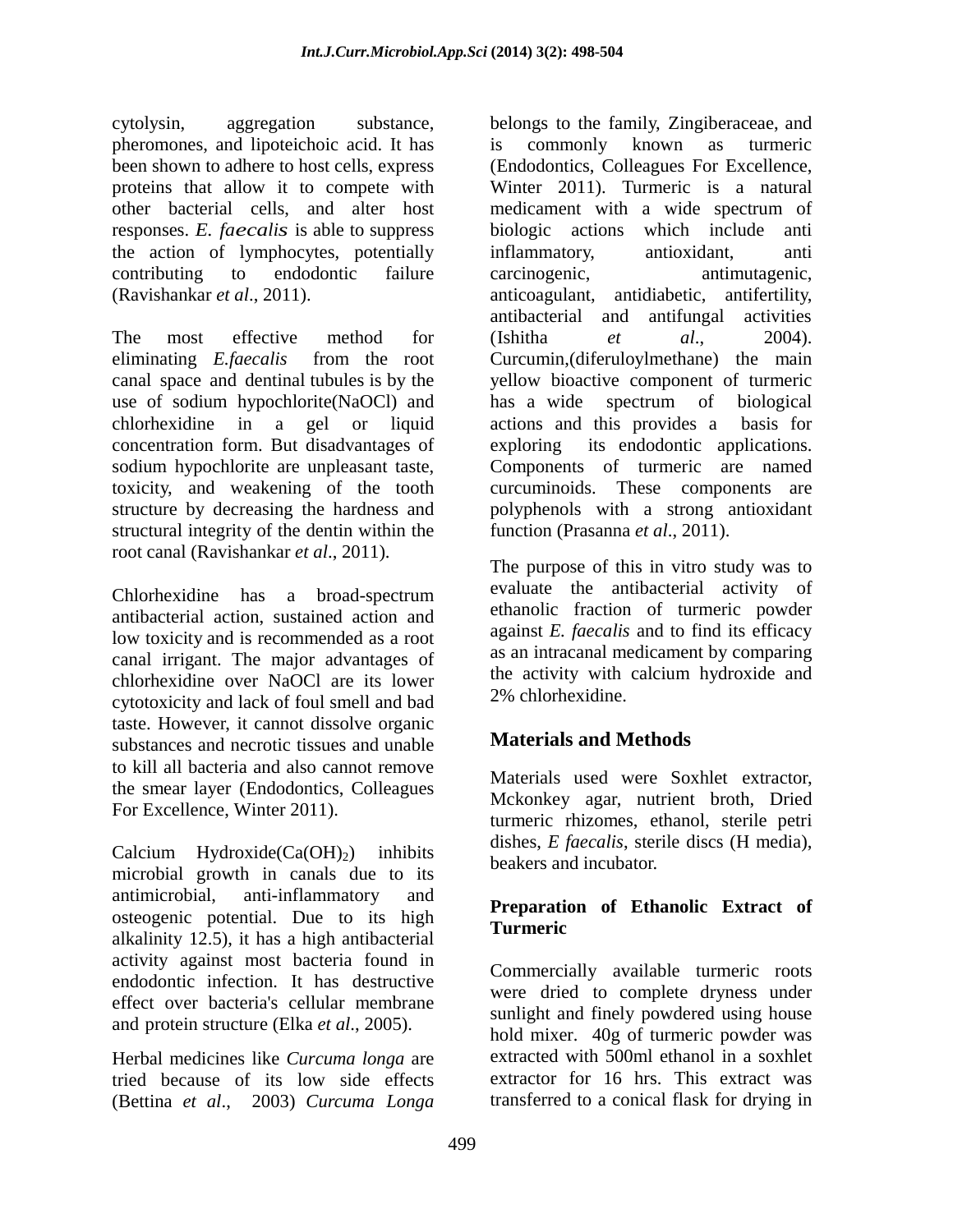cytolysin, aggregation substance, pheromones, and lipoteichoic acid. It has been shown to adhere to host cells, express proteins that allow it to compete with other bacterial cells, and alter host responses. *E. faecalis* is able to suppress the action of lymphocytes, potentially contributing to endodontic failure (Ravishankar *et al*., 2011).

The most effective method for eliminating *E.faecalis* from the root canal space and dentinal tubules is by the use of sodium hypochlorite(NaOCl) and chlorhexidine in a gel or liquid concentration form. But disadvantages of sodium hypochlorite are unpleasant taste, toxicity, and weakening of the tooth structure by decreasing the hardness and structural integrity of the dentin within the root canal (Ravishankar *et al*., 2011).

Chlorhexidine has a broad-spectrum antibacterial action, sustained action and low toxicity and is recommended as a root canal irrigant. The major advantages of chlorhexidine over NaOCl are its lower cytotoxicity and lack of foul smell and bad taste. However, it cannot dissolve organic substances and necrotic tissues and unable to kill all bacteria and also cannot remove the smear layer (Endodontics, Colleagues For Excellence, Winter 2011).

Calcium Hydroxide($Ca(OH)_2$) inhibits microbial growth in canals due to its antimicrobial, anti-inflammatory and osteogenic potential. Due to its high alkalinity 12.5), it has a high antibacterial activity against most bacteria found in endodontic infection. It has destructive effect over bacteria's cellular membrane and protein structure (Elka *et al*., 2005).

Herbal medicines like *Curcuma longa* are tried because of its low side effects (Bettina *et al*., 2003) *Curcuma Longa* belongs to the family, Zingiberaceae, and is commonly known as turmeric (Endodontics, Colleagues For Excellence, Winter 2011). Turmeric is a natural medicament with a wide spectrum of biologic actions which include anti inflammatory, antioxidant, anti carcinogenic, antimutagenic, anticoagulant, antidiabetic, antifertility, antibacterial and antifungal activities (Ishitha *et al*., 2004). Curcumin,(diferuloylmethane) the main yellow bioactive component of turmeric has a wide spectrum of biological actions and this provides a basis for exploring its endodontic applications. Components of turmeric are named curcuminoids. These components are polyphenols with a strong antioxidant function (Prasanna *et al*., 2011).

The purpose of this in vitro study was to evaluate the antibacterial activity of ethanolic fraction of turmeric powder against *E. faecalis* and to find its efficacy as an intracanal medicament by comparing the activity with calcium hydroxide and 2% chlorhexidine.

## Materials and Methods

Materials used were Soxhlet extractor, Mckonkey agar, nutrient broth, Dried turmeric rhizomes, ethanol, sterile petri dishes, *E faecalis*, sterile discs (H media), beakers and incubator.

### Preparation of Ethanolic Extract of Turmeric

Commercially available turmeric roots were dried to complete dryness under sunlight and finely powdered using house hold mixer. 40g of turmeric powder was extracted with 500ml ethanol in a soxhlet extractor for 16 hrs. This extract was transferred to a conical flask for drying in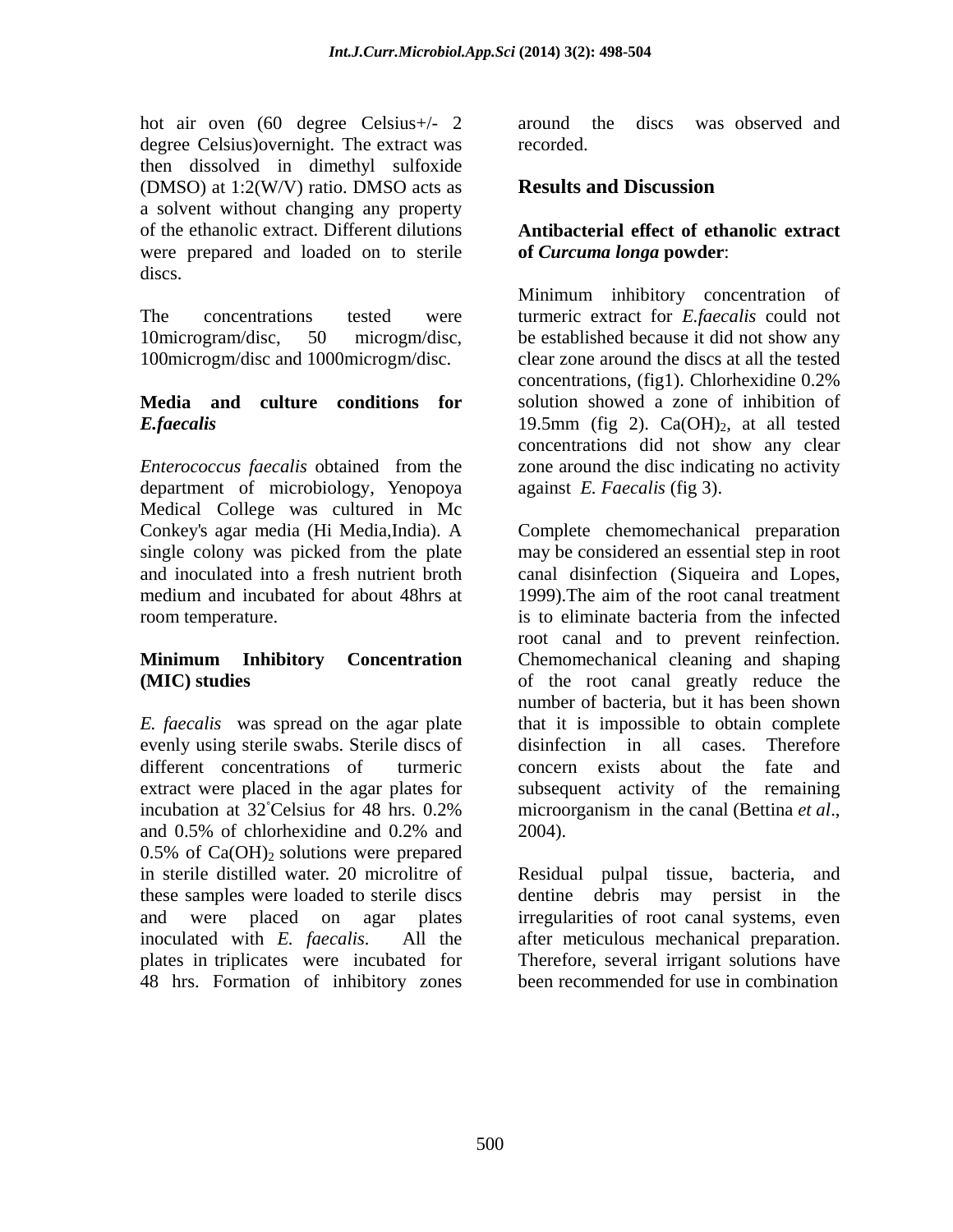hot air oven (60 degree Celsius+/- 2 degree Celsius)overnight. The extract was then dissolved in dimethyl sulfoxide (DMSO) at 1:2(W/V) ratio. DMSO acts as a solvent without changing any property of the ethanolic extract. Different dilutions were prepared and loaded on to sterile discs.

The concentrations tested were 10microgram/disc, 50 microgm/disc, 100microgm/disc and 1000microgm/disc.

### Media and culture conditions for *E.faecalis*

*Enterococcus faecalis* obtained from the department of microbiology, Yenopoya Medical College was cultured in Mc Conkey's agar media (Hi Media,India). A single colony was picked from the plate and inoculated into a fresh nutrient broth medium and incubated for about 48hrs at room temperature.

### Minimum Inhibitory Concentration (MIC) studies

*E. faecalis* was spread on the agar plate evenly using sterile swabs. Sterile discs of different concentrations of turmeric extract were placed in the agar plates for incubation at 32˚Celsius for 48 hrs. 0.2% and 0.5% of chlorhexidine and 0.2% and 0.5% of $Ca(OH)_2$ solutions were prepared in sterile distilled water. 20 microlitre of these samples were loaded to sterile discs and were placed on agar plates inoculated with *E. faecalis*. All the plates in triplicates were incubated for 48 hrs. Formation of inhibitory zones around the discs was observed and recorded.

## Results and Discussion

### Antibacterial effect of ethanolic extract of *Curcuma longa* powder:

Minimum inhibitory concentration of turmeric extract for *E.faecalis* could not be established because it did not show any clear zone around the discs at all the tested concentrations, (fig1). Chlorhexidine 0.2% solution showed a zone of inhibition of 19.5mm (fig 2). $Ca(OH)_2$, at all tested concentrations did not show any clear zone around the disc indicating no activity against *E. Faecalis* (fig 3).

Complete chemomechanical preparation may be considered an essential step in root canal disinfection (Siqueira and Lopes, 1999).The aim of the root canal treatment is to eliminate bacteria from the infected root canal and to prevent reinfection. Chemomechanical cleaning and shaping of the root canal greatly reduce the number of bacteria, but it has been shown that it is impossible to obtain complete disinfection in all cases. Therefore concern exists about the fate and subsequent activity of the remaining microorganism in the canal (Bettina *et al*., 2004).

Residual pulpal tissue, bacteria, and dentine debris may persist in the irregularities of root canal systems, even after meticulous mechanical preparation. Therefore, several irrigant solutions have been recommended for use in combination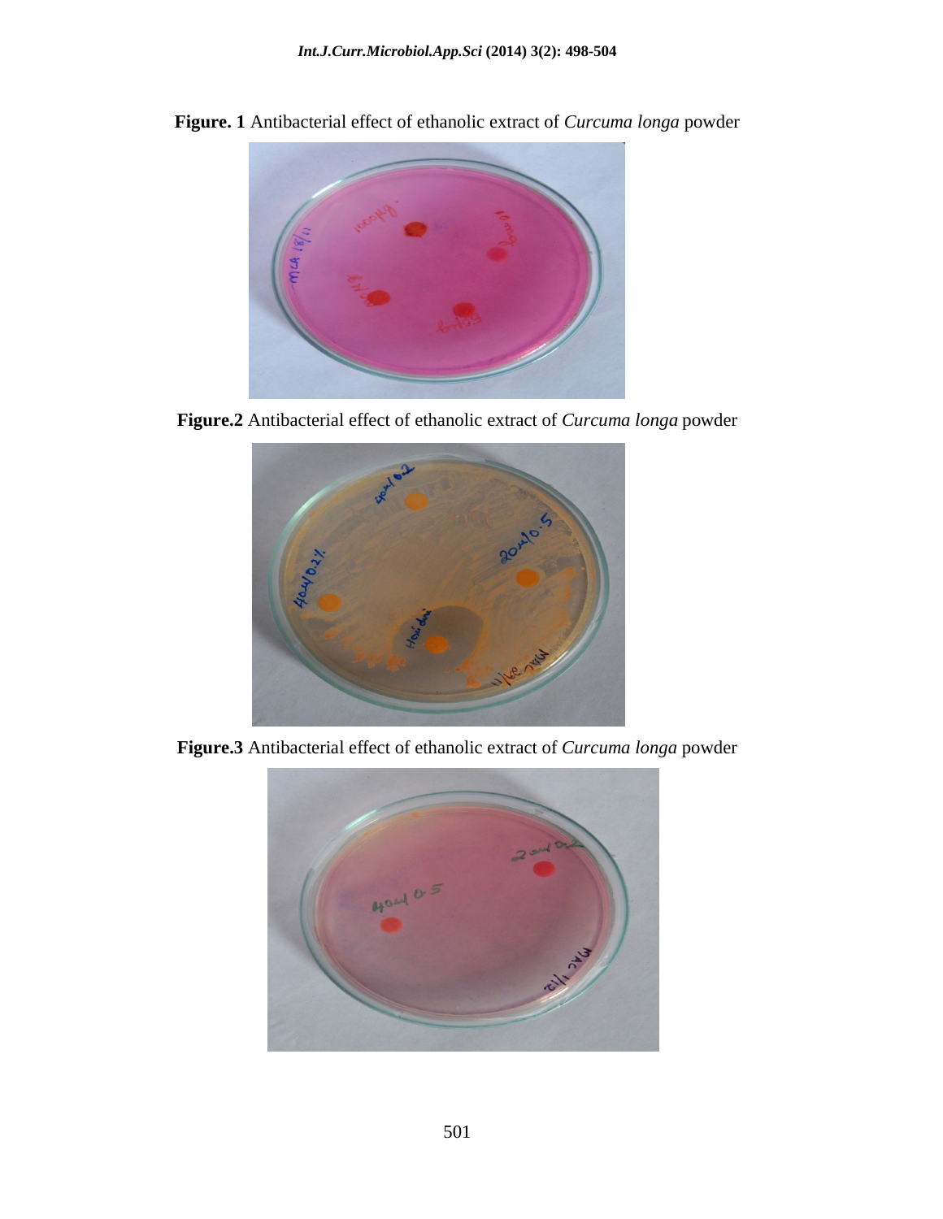**Figure. 1** Antibacterial effect of ethanolic extract of *Curcuma longa* powder

**Figure.2** Antibacterial effect of ethanolic extract of *Curcuma longa* powder

**Figure.3** Antibacterial effect of ethanolic extract of *Curcuma longa* powder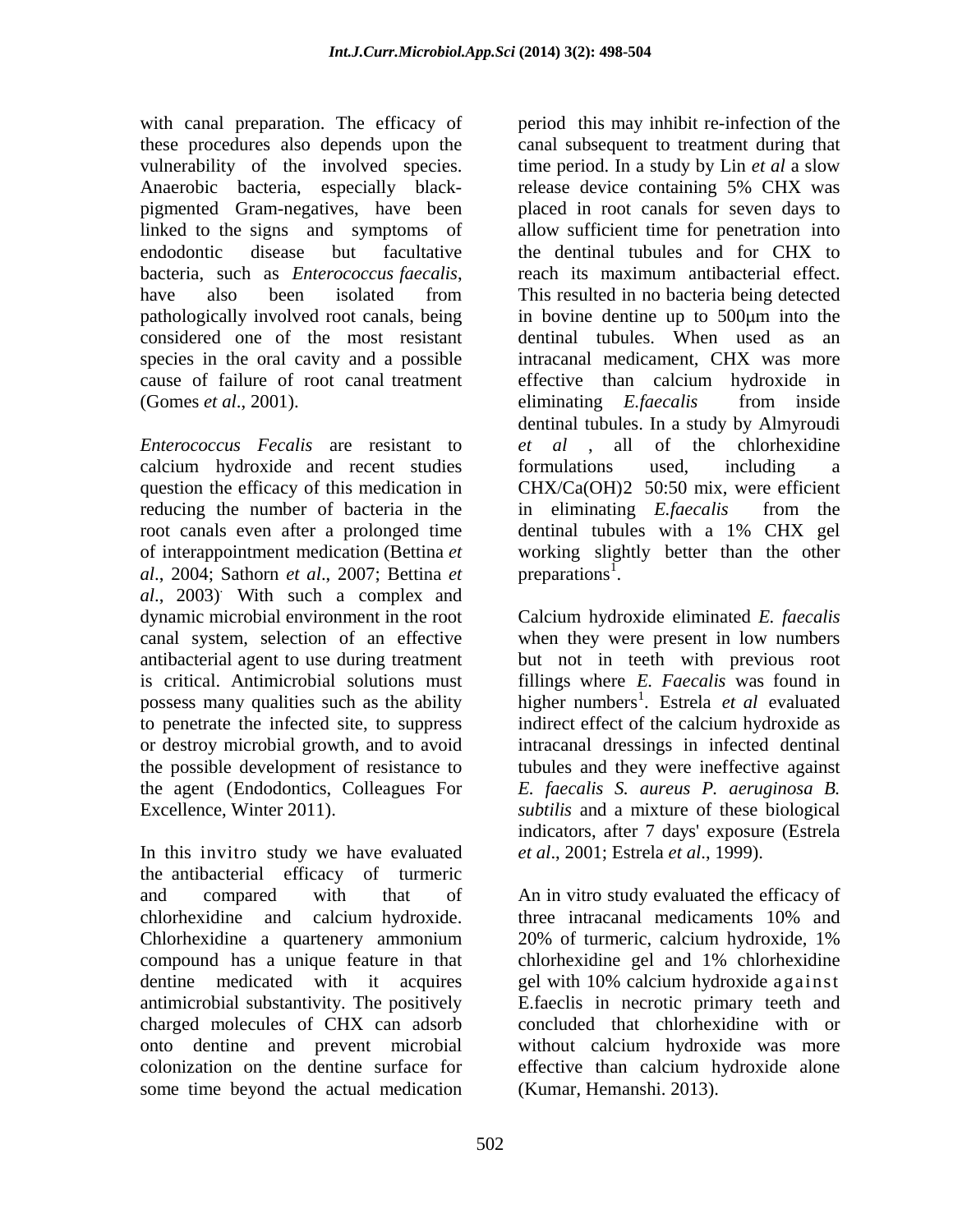with canal preparation. The efficacy of these procedures also depends upon the vulnerability of the involved species. Anaerobic bacteria, especially black-pigmented Gram-negatives, have been linked to the signs and symptoms of endodontic disease but facultative bacteria, such as *Enterococcus faecalis*, have also been isolated from pathologically involved root canals, being considered one of the most resistant species in the oral cavity and a possible cause of failure of root canal treatment (Gomes *et al*., 2001).

*Enterococcus Fecalis* are resistant to calcium hydroxide and recent studies question the efficacy of this medication in reducing the number of bacteria in the root canals even after a prolonged time of interappointment medication (Bettina *et al*., 2004; Sathorn *et al*., 2007; Bettina *et al*., 2003). With such a complex and dynamic microbial environment in the root canal system, selection of an effective antibacterial agent to use during treatment is critical. Antimicrobial solutions must possess many qualities such as the ability to penetrate the infected site, to suppress or destroy microbial growth, and to avoid the possible development of resistance to the agent (Endodontics, Colleagues For Excellence, Winter 2011).

In this invitro study we have evaluated the antibacterial efficacy of turmeric and compared with that of chlorhexidine and calcium hydroxide. Chlorhexidine a quartenery ammonium compound has a unique feature in that dentine medicated with it acquires antimicrobial substantivity. The positively charged molecules of CHX can adsorb onto dentine and prevent microbial colonization on the dentine surface for some time beyond the actual medication period this may inhibit re-infection of the canal subsequent to treatment during that time period. In a study by Lin *et al* a slow release device containing 5% CHX was placed in root canals for seven days to allow sufficient time for penetration into the dentinal tubules and for CHX to reach its maximum antibacterial effect. This resulted in no bacteria being detected in bovine dentine up to 500μm into the dentinal tubules. When used as an intracanal medicament, CHX was more effective than calcium hydroxide in eliminating *E.faecalis* from inside dentinal tubules. In a study by Almyroudi *et al*, all of the chlorhexidine formulations used, including a CHX/Ca(OH)2 50:50 mix, were efficient in eliminating *E.faecalis* from the dentinal tubules with a 1% CHX gel working slightly better than the other preparations[1].

Calcium hydroxide eliminated *E. faecalis* when they were present in low numbers but not in teeth with previous root fillings where *E. Faecalis* was found in higher numbers[1]. Estrela *et al* evaluated indirect effect of the calcium hydroxide as intracanal dressings in infected dentinal tubules and they were ineffective against *E. faecalis S. aureus P. aeruginosa B. subtilis* and a mixture of these biological indicators, after 7 days' exposure (Estrela *et al*., 2001; Estrela *et al*., 1999).

An in vitro study evaluated the efficacy of three intracanal medicaments 10% and 20% of turmeric, calcium hydroxide, 1% chlorhexidine gel and 1% chlorhexidine gel with 10% calcium hydroxide against E.faeclis in necrotic primary teeth and concluded that chlorhexidine with or without calcium hydroxide was more effective than calcium hydroxide alone (Kumar, Hemanshi. 2013).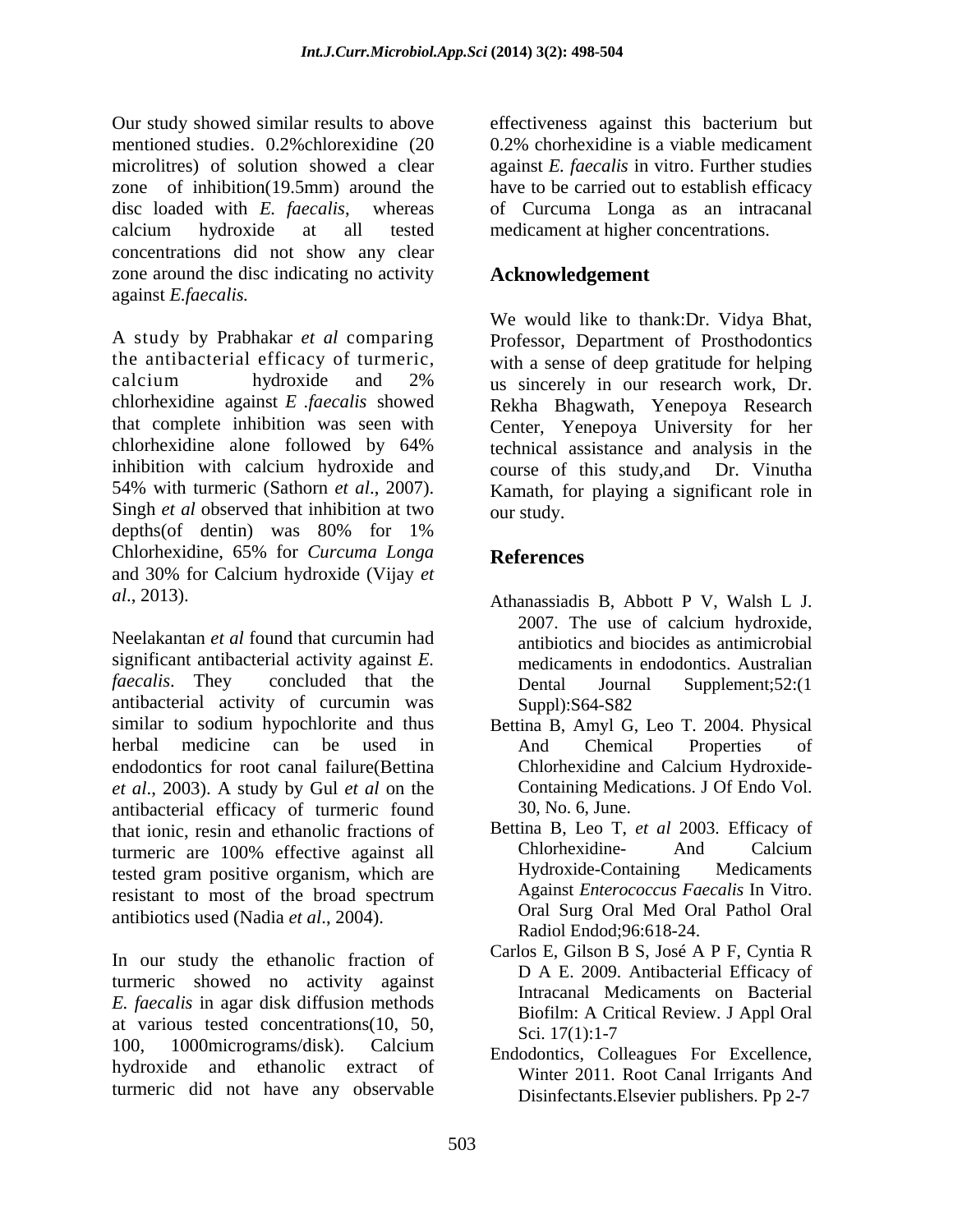Our study showed similar results to above mentioned studies. 0.2%chlorexidine (20 microlitres) of solution showed a clear zone of inhibition(19.5mm) around the disc loaded with *E. faecalis*, whereas calcium hydroxide at all tested concentrations did not show any clear zone around the disc indicating no activity against *E.faecalis.*

A study by Prabhakar *et al* comparing the antibacterial efficacy of turmeric, calcium hydroxide and 2% chlorhexidine against *E .faecalis* showed that complete inhibition was seen with chlorhexidine alone followed by 64% inhibition with calcium hydroxide and 54% with turmeric (Sathorn *et al*., 2007). Singh *et al* observed that inhibition at two depths(of dentin) was 80% for 1% Chlorhexidine, 65% for *Curcuma Longa* and 30% for Calcium hydroxide (Vijay *et al*., 2013).

Neelakantan *et al* found that curcumin had significant antibacterial activity against *E. faecalis*. They concluded that the antibacterial activity of curcumin was similar to sodium hypochlorite and thus herbal medicine can be used in endodontics for root canal failure(Bettina *et al*., 2003). A study by Gul *et al* on the antibacterial efficacy of turmeric found that ionic, resin and ethanolic fractions of turmeric are 100% effective against all tested gram positive organism, which are resistant to most of the broad spectrum antibiotics used (Nadia *et al*., 2004).

In our study the ethanolic fraction of turmeric showed no activity against *E. faecalis* in agar disk diffusion methods at various tested concentrations(10, 50, 100, 1000micrograms/disk). Calcium hydroxide and ethanolic extract of turmeric did not have any observable effectiveness against this bacterium but 0.2% chorhexidine is a viable medicament against *E. faecalis* in vitro. Further studies have to be carried out to establish efficacy of Curcuma Longa as an intracanal medicament at higher concentrations.

## Acknowledgement

We would like to thank:Dr. Vidya Bhat, Professor, Department of Prosthodontics with a sense of deep gratitude for helping us sincerely in our research work, Dr. Rekha Bhagwath, Yenepoya Research Center, Yenepoya University for her technical assistance and analysis in the course of this study,and Dr. Vinutha Kamath, for playing a significant role in our study.

## References

Athanassiadis B, Abbott P V, Walsh L J. 2007. The use of calcium hydroxide, antibiotics and biocides as antimicrobial medicaments in endodontics. Australian Dental Journal Supplement;52:(1 Suppl):S64-S82

Bettina B, Amyl G, Leo T. 2004. Physical And Chemical Properties of Chlorhexidine and Calcium Hydroxide-Containing Medications. J Of Endo Vol. 30, No. 6, June.

Bettina B, Leo T, *et al* 2003. Efficacy of Chlorhexidine- And Calcium Hydroxide-Containing Medicaments Against *Enterococcus Faecalis* In Vitro. Oral Surg Oral Med Oral Pathol Oral Radiol Endod;96:618-24.

Carlos E, Gilson B S, José A P F, Cyntia R D A E. 2009. Antibacterial Efficacy of Intracanal Medicaments on Bacterial Biofilm: A Critical Review. J Appl Oral Sci. 17(1):1-7

Endodontics, Colleagues For Excellence, Winter 2011. Root Canal Irrigants And Disinfectants.Elsevier publishers. Pp 2-7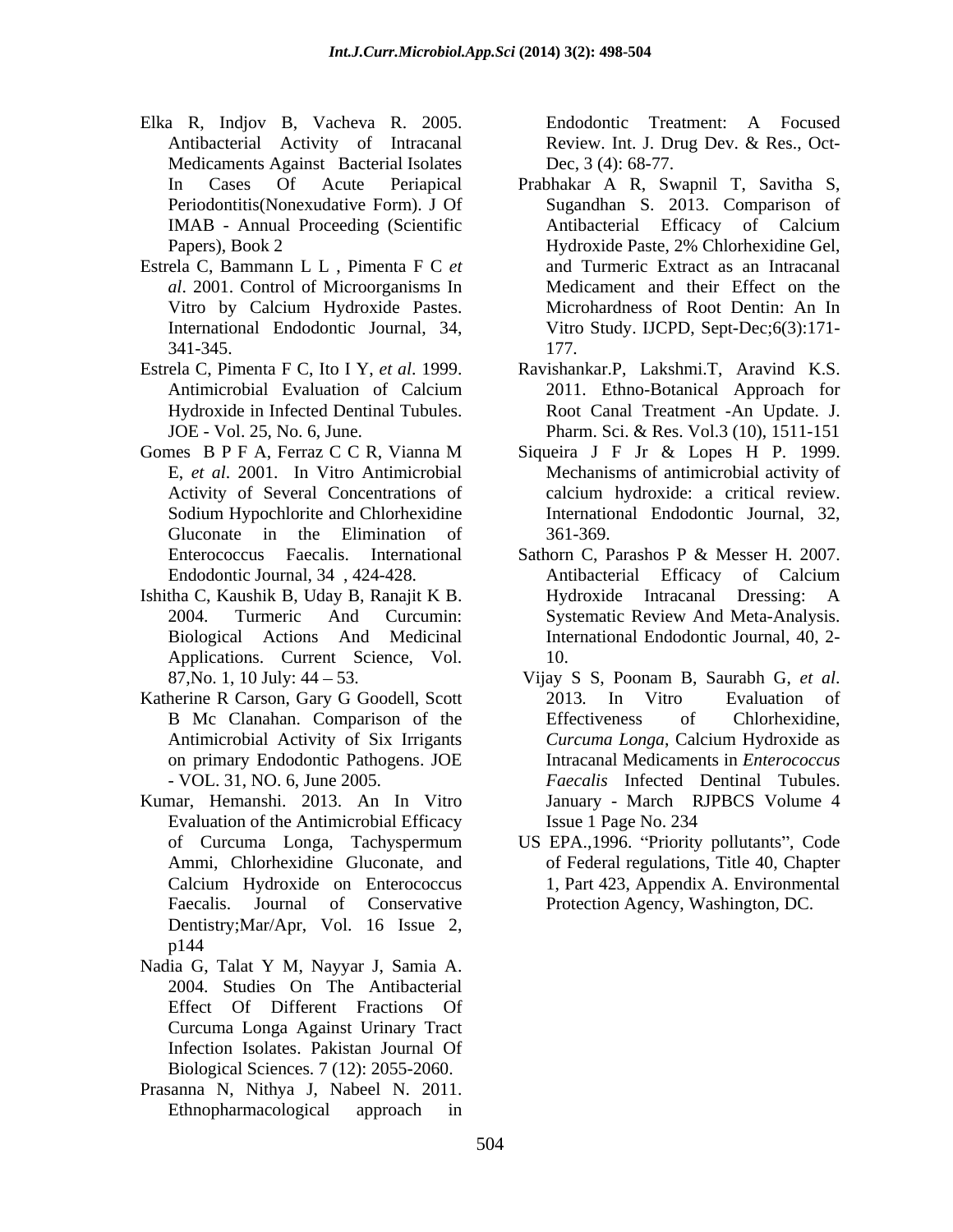Elka R, Indjov B, Vacheva R. 2005. Antibacterial Activity of Intracanal Medicaments Against Bacterial Isolates In Cases Of Acute Periapical Periodontitis(Nonexudative Form). J Of IMAB - Annual Proceeding (Scientific Papers), Book 2

Estrela C, Bammann L L , Pimenta F C *et al*. 2001. Control of Microorganisms In Vitro by Calcium Hydroxide Pastes. International Endodontic Journal, 34, 341-345.

Estrela C, Pimenta F C, Ito I Y, *et al*. 1999. Antimicrobial Evaluation of Calcium Hydroxide in Infected Dentinal Tubules. JOE - Vol. 25, No. 6, June.

Gomes B P F A, Ferraz C C R, Vianna M E, *et al*. 2001. In Vitro Antimicrobial Activity of Several Concentrations of Sodium Hypochlorite and Chlorhexidine Gluconate in the Elimination of Enterococcus Faecalis. International Endodontic Journal, 34 , 424-428.

Ishitha C, Kaushik B, Uday B, Ranajit K B. 2004. Turmeric And Curcumin: Biological Actions And Medicinal Applications. Current Science, Vol. 87,No. 1, 10 July: 44 – 53.

Katherine R Carson, Gary G Goodell, Scott B Mc Clanahan. Comparison of the Antimicrobial Activity of Six Irrigants on primary Endodontic Pathogens. JOE - VOL. 31, NO. 6, June 2005.

Kumar, Hemanshi. 2013. An In Vitro Evaluation of the Antimicrobial Efficacy of Curcuma Longa, Tachyspermum Ammi, Chlorhexidine Gluconate, and Calcium Hydroxide on Enterococcus Faecalis. Journal of Conservative Dentistry;Mar/Apr, Vol. 16 Issue 2, p144

Nadia G, Talat Y M, Nayyar J, Samia A. 2004. Studies On The Antibacterial Effect Of Different Fractions Of Curcuma Longa Against Urinary Tract Infection Isolates. Pakistan Journal Of Biological Sciences. 7 (12): 2055-2060.

Prasanna N, Nithya J, Nabeel N. 2011. Ethnopharmacological approach in Endodontic Treatment: A Focused Review. Int. J. Drug Dev. & Res., Oct-Dec, 3 (4): 68-77.

Prabhakar A R, Swapnil T, Savitha S, Sugandhan S. 2013. Comparison of Antibacterial Efficacy of Calcium Hydroxide Paste, 2% Chlorhexidine Gel, and Turmeric Extract as an Intracanal Medicament and their Effect on the Microhardness of Root Dentin: An In Vitro Study. IJCPD, Sept-Dec;6(3):171-177.

Ravishankar.P, Lakshmi.T, Aravind K.S. 2011. Ethno-Botanical Approach for Root Canal Treatment -An Update. J. Pharm. Sci. & Res. Vol.3 (10), 1511-151

Siqueira J F Jr & Lopes H P. 1999. Mechanisms of antimicrobial activity of calcium hydroxide: a critical review. International Endodontic Journal, 32, 361-369.

Sathorn C, Parashos P & Messer H. 2007. Antibacterial Efficacy of Calcium Hydroxide Intracanal Dressing: A Systematic Review And Meta-Analysis. International Endodontic Journal, 40, 2-10.

Vijay S S, Poonam B, Saurabh G, *et al*. 2013. In Vitro Evaluation of Effectiveness of Chlorhexidine, *Curcuma Longa*, Calcium Hydroxide as Intracanal Medicaments in *Enterococcus Faecalis* Infected Dentinal Tubules. January - March RJPBCS Volume 4 Issue 1 Page No. 234

US EPA.,1996. "Priority pollutants", Code of Federal regulations, Title 40, Chapter 1, Part 423, Appendix A. Environmental Protection Agency, Washington, DC.